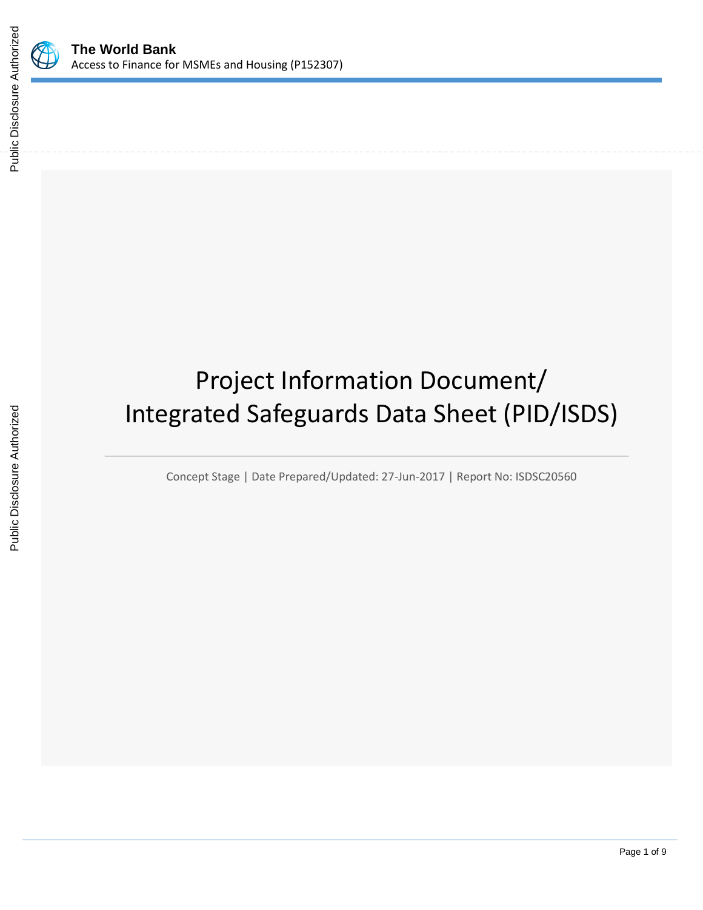**The World Bank**
Access to Finance for MSMEs and Housing (P152307)

# Project Information Document/ Integrated Safeguards Data Sheet (PID/ISDS)

Concept Stage | Date Prepared/Updated: 27-Jun-2017 | Report No: ISDSC20560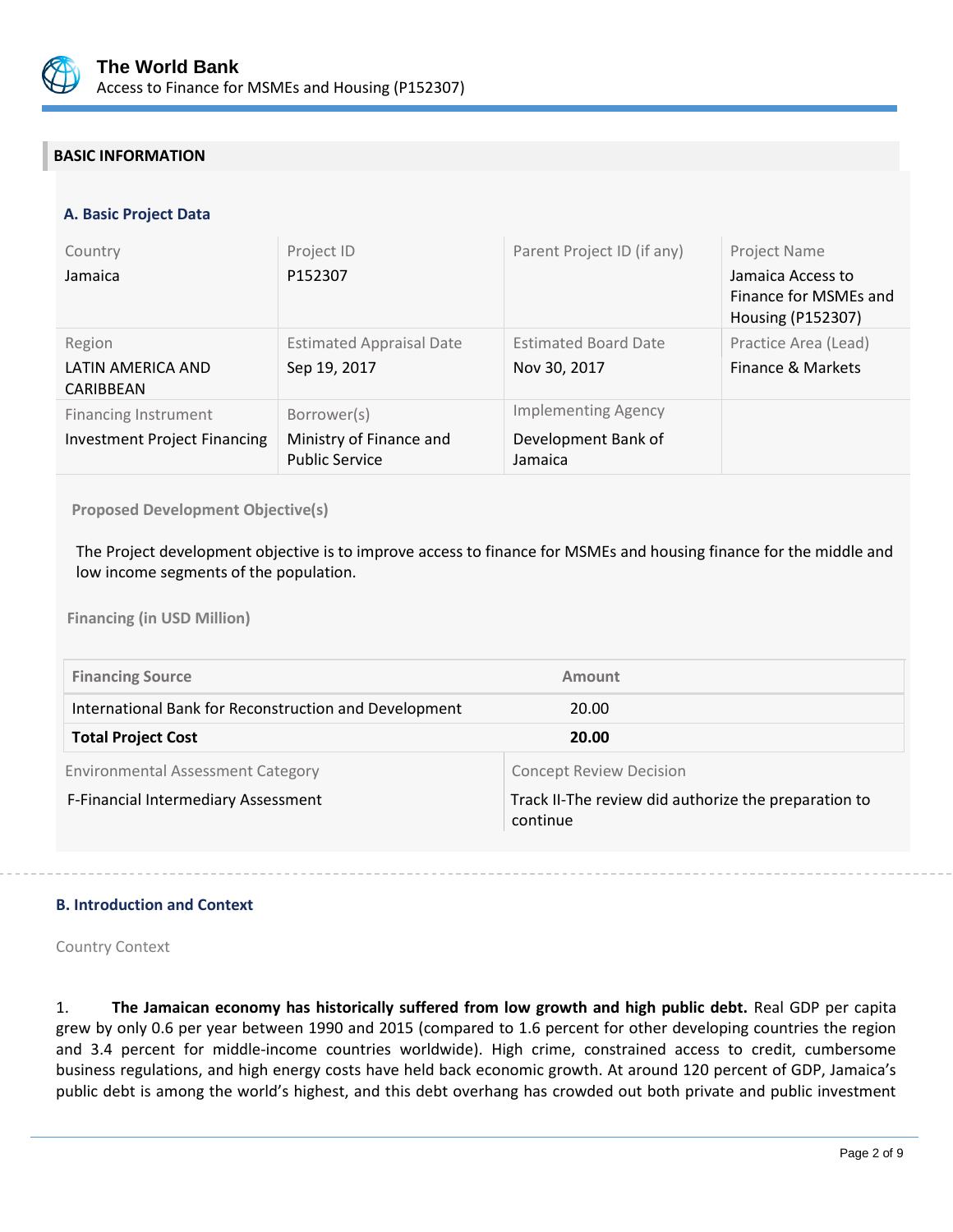## BASIC INFORMATION

### A. Basic Project Data

| Country | Project ID | Parent Project ID (if any) | Project Name |
|---|---|---|---|
| Jamaica | P152307 | | Jamaica Access to Finance for MSMEs and Housing (P152307) |
| **Region** | **Estimated Appraisal Date** | **Estimated Board Date** | **Practice Area (Lead)** |
| LATIN AMERICA AND CARIBBEAN | Sep 19, 2017 | Nov 30, 2017 | Finance & Markets |
| **Financing Instrument** | **Borrower(s)** | **Implementing Agency** | |
| Investment Project Financing | Ministry of Finance and Public Service | Development Bank of Jamaica | |

**Proposed Development Objective(s)**

The Project development objective is to improve access to finance for MSMEs and housing finance for the middle and low income segments of the population.

**Financing (in USD Million)**

| Financing Source | Amount |
|---|---|
| International Bank for Reconstruction and Development | 20.00 |
| **Total Project Cost** | **20.00** |

| Environmental Assessment Category | Concept Review Decision |
|---|---|
| F-Financial Intermediary Assessment | Track II-The review did authorize the preparation to continue |

### B. Introduction and Context

Country Context

1. **The Jamaican economy has historically suffered from low growth and high public debt.** Real GDP per capita grew by only 0.6 per year between 1990 and 2015 (compared to 1.6 percent for other developing countries the region and 3.4 percent for middle-income countries worldwide). High crime, constrained access to credit, cumbersome business regulations, and high energy costs have held back economic growth. At around 120 percent of GDP, Jamaica's public debt is among the world's highest, and this debt overhang has crowded out both private and public investment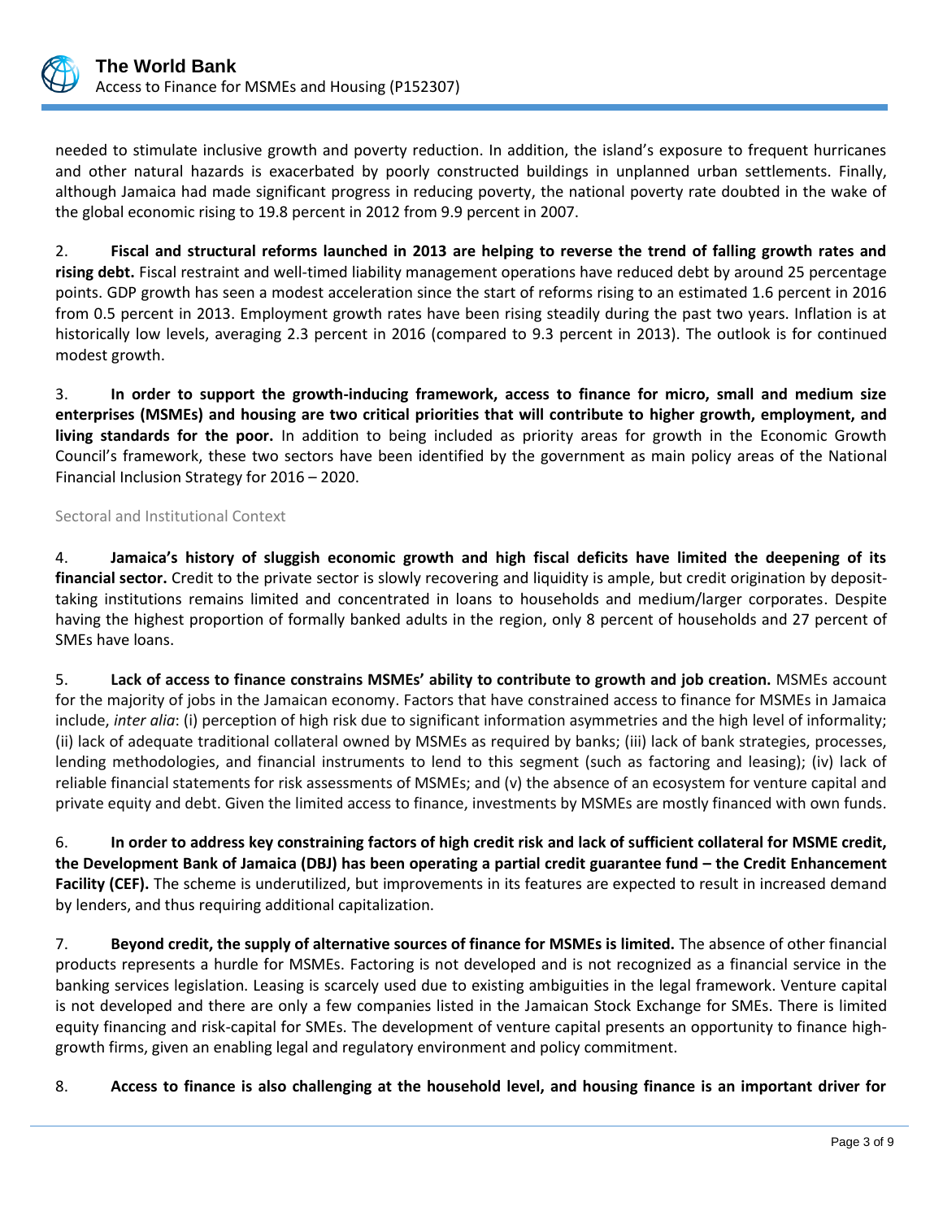needed to stimulate inclusive growth and poverty reduction. In addition, the island's exposure to frequent hurricanes and other natural hazards is exacerbated by poorly constructed buildings in unplanned urban settlements. Finally, although Jamaica had made significant progress in reducing poverty, the national poverty rate doubted in the wake of the global economic rising to 19.8 percent in 2012 from 9.9 percent in 2007.

2. **Fiscal and structural reforms launched in 2013 are helping to reverse the trend of falling growth rates and rising debt.** Fiscal restraint and well-timed liability management operations have reduced debt by around 25 percentage points. GDP growth has seen a modest acceleration since the start of reforms rising to an estimated 1.6 percent in 2016 from 0.5 percent in 2013. Employment growth rates have been rising steadily during the past two years. Inflation is at historically low levels, averaging 2.3 percent in 2016 (compared to 9.3 percent in 2013). The outlook is for continued modest growth.

3. **In order to support the growth-inducing framework, access to finance for micro, small and medium size enterprises (MSMEs) and housing are two critical priorities that will contribute to higher growth, employment, and living standards for the poor.** In addition to being included as priority areas for growth in the Economic Growth Council's framework, these two sectors have been identified by the government as main policy areas of the National Financial Inclusion Strategy for 2016 – 2020.

### Sectoral and Institutional Context

4. **Jamaica's history of sluggish economic growth and high fiscal deficits have limited the deepening of its financial sector.** Credit to the private sector is slowly recovering and liquidity is ample, but credit origination by deposit-taking institutions remains limited and concentrated in loans to households and medium/larger corporates. Despite having the highest proportion of formally banked adults in the region, only 8 percent of households and 27 percent of SMEs have loans.

5. **Lack of access to finance constrains MSMEs' ability to contribute to growth and job creation.** MSMEs account for the majority of jobs in the Jamaican economy. Factors that have constrained access to finance for MSMEs in Jamaica include, *inter alia*: (i) perception of high risk due to significant information asymmetries and the high level of informality; (ii) lack of adequate traditional collateral owned by MSMEs as required by banks; (iii) lack of bank strategies, processes, lending methodologies, and financial instruments to lend to this segment (such as factoring and leasing); (iv) lack of reliable financial statements for risk assessments of MSMEs; and (v) the absence of an ecosystem for venture capital and private equity and debt. Given the limited access to finance, investments by MSMEs are mostly financed with own funds.

6. **In order to address key constraining factors of high credit risk and lack of sufficient collateral for MSME credit, the Development Bank of Jamaica (DBJ) has been operating a partial credit guarantee fund – the Credit Enhancement Facility (CEF).** The scheme is underutilized, but improvements in its features are expected to result in increased demand by lenders, and thus requiring additional capitalization.

7. **Beyond credit, the supply of alternative sources of finance for MSMEs is limited.** The absence of other financial products represents a hurdle for MSMEs. Factoring is not developed and is not recognized as a financial service in the banking services legislation. Leasing is scarcely used due to existing ambiguities in the legal framework. Venture capital is not developed and there are only a few companies listed in the Jamaican Stock Exchange for SMEs. There is limited equity financing and risk-capital for SMEs. The development of venture capital presents an opportunity to finance high-growth firms, given an enabling legal and regulatory environment and policy commitment.

8. **Access to finance is also challenging at the household level, and housing finance is an important driver for**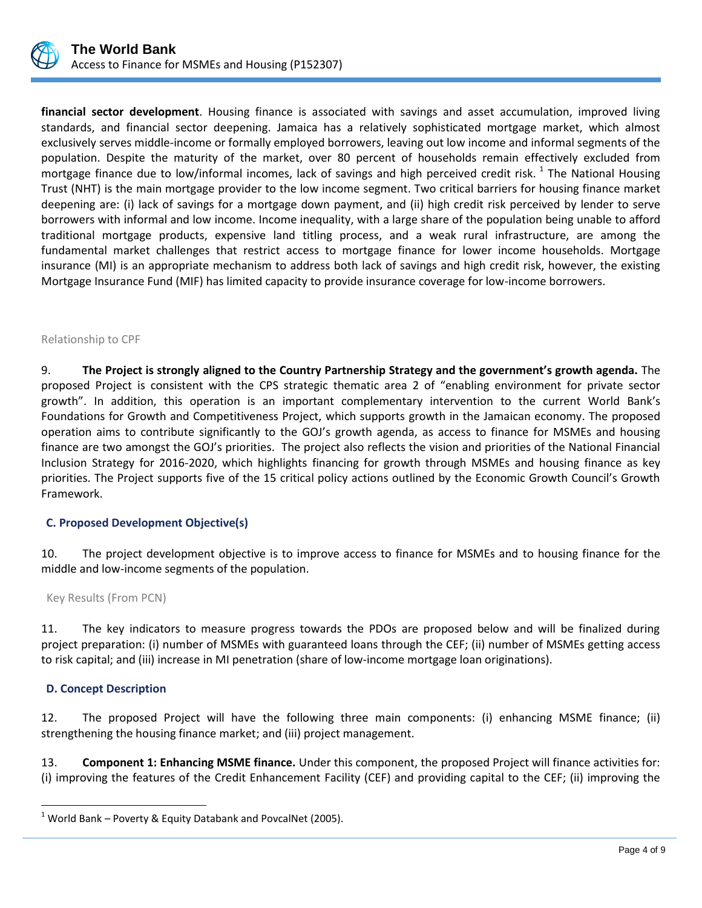**financial sector development**. Housing finance is associated with savings and asset accumulation, improved living standards, and financial sector deepening. Jamaica has a relatively sophisticated mortgage market, which almost exclusively serves middle-income or formally employed borrowers, leaving out low income and informal segments of the population. Despite the maturity of the market, over 80 percent of households remain effectively excluded from mortgage finance due to low/informal incomes, lack of savings and high perceived credit risk. [1] The National Housing Trust (NHT) is the main mortgage provider to the low income segment. Two critical barriers for housing finance market deepening are: (i) lack of savings for a mortgage down payment, and (ii) high credit risk perceived by lender to serve borrowers with informal and low income. Income inequality, with a large share of the population being unable to afford traditional mortgage products, expensive land titling process, and a weak rural infrastructure, are among the fundamental market challenges that restrict access to mortgage finance for lower income households. Mortgage insurance (MI) is an appropriate mechanism to address both lack of savings and high credit risk, however, the existing Mortgage Insurance Fund (MIF) has limited capacity to provide insurance coverage for low-income borrowers.

Relationship to CPF

9. **The Project is strongly aligned to the Country Partnership Strategy and the government's growth agenda.** The proposed Project is consistent with the CPS strategic thematic area 2 of "enabling environment for private sector growth". In addition, this operation is an important complementary intervention to the current World Bank's Foundations for Growth and Competitiveness Project, which supports growth in the Jamaican economy. The proposed operation aims to contribute significantly to the GOJ's growth agenda, as access to finance for MSMEs and housing finance are two amongst the GOJ's priorities. The project also reflects the vision and priorities of the National Financial Inclusion Strategy for 2016-2020, which highlights financing for growth through MSMEs and housing finance as key priorities. The Project supports five of the 15 critical policy actions outlined by the Economic Growth Council's Growth Framework.

### C. Proposed Development Objective(s)

10. The project development objective is to improve access to finance for MSMEs and to housing finance for the middle and low-income segments of the population.

Key Results (From PCN)

11. The key indicators to measure progress towards the PDOs are proposed below and will be finalized during project preparation: (i) number of MSMEs with guaranteed loans through the CEF; (ii) number of MSMEs getting access to risk capital; and (iii) increase in MI penetration (share of low-income mortgage loan originations).

### D. Concept Description

12. The proposed Project will have the following three main components: (i) enhancing MSME finance; (ii) strengthening the housing finance market; and (iii) project management.

13. **Component 1: Enhancing MSME finance.** Under this component, the proposed Project will finance activities for: (i) improving the features of the Credit Enhancement Facility (CEF) and providing capital to the CEF; (ii) improving the

[1] World Bank – Poverty & Equity Databank and PovcalNet (2005).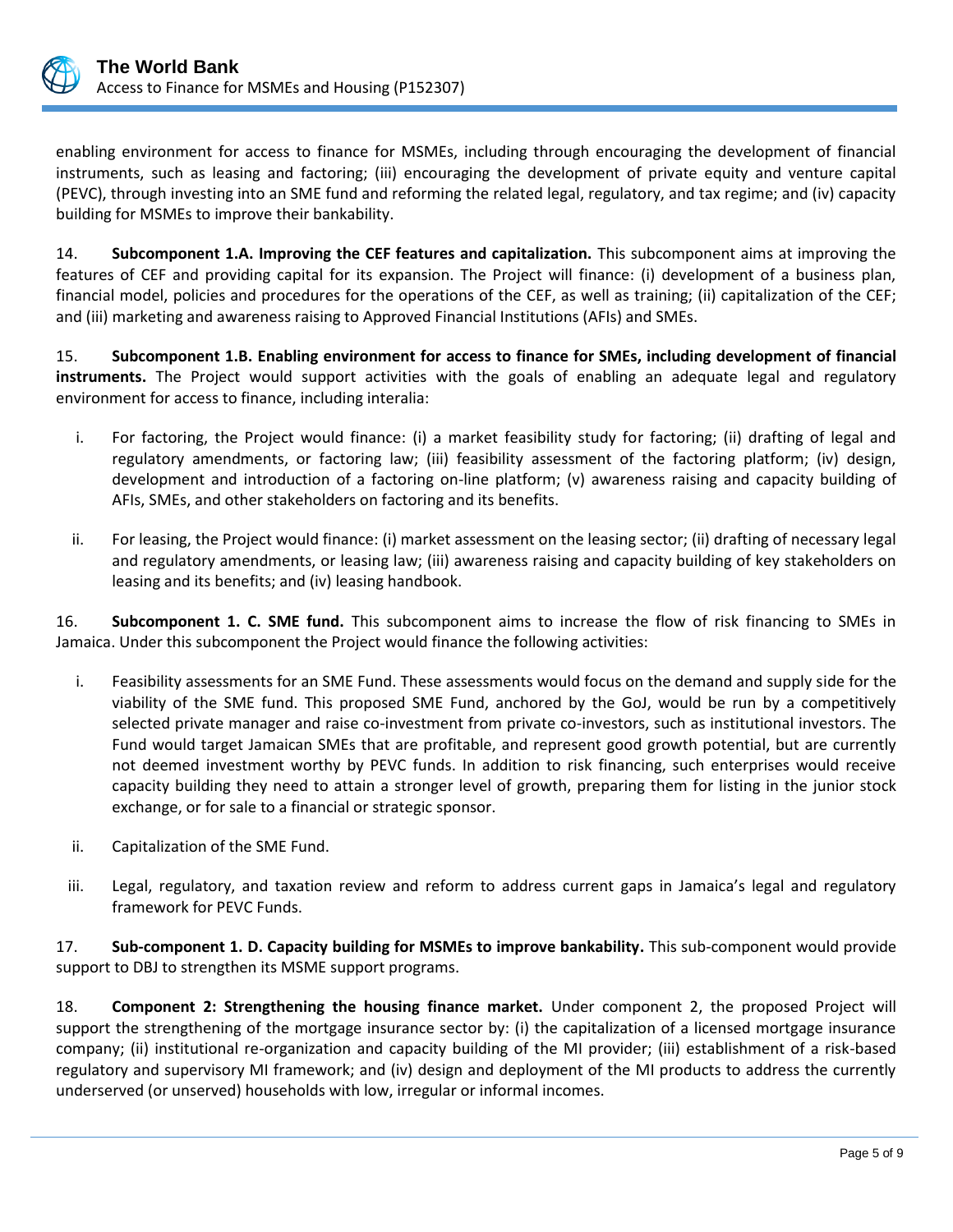enabling environment for access to finance for MSMEs, including through encouraging the development of financial instruments, such as leasing and factoring; (iii) encouraging the development of private equity and venture capital (PEVC), through investing into an SME fund and reforming the related legal, regulatory, and tax regime; and (iv) capacity building for MSMEs to improve their bankability.

14. **Subcomponent 1.A. Improving the CEF features and capitalization.** This subcomponent aims at improving the features of CEF and providing capital for its expansion. The Project will finance: (i) development of a business plan, financial model, policies and procedures for the operations of the CEF, as well as training; (ii) capitalization of the CEF; and (iii) marketing and awareness raising to Approved Financial Institutions (AFIs) and SMEs.

15. **Subcomponent 1.B. Enabling environment for access to finance for SMEs, including development of financial instruments.** The Project would support activities with the goals of enabling an adequate legal and regulatory environment for access to finance, including interalia:

i. For factoring, the Project would finance: (i) a market feasibility study for factoring; (ii) drafting of legal and regulatory amendments, or factoring law; (iii) feasibility assessment of the factoring platform; (iv) design, development and introduction of a factoring on-line platform; (v) awareness raising and capacity building of AFIs, SMEs, and other stakeholders on factoring and its benefits.

ii. For leasing, the Project would finance: (i) market assessment on the leasing sector; (ii) drafting of necessary legal and regulatory amendments, or leasing law; (iii) awareness raising and capacity building of key stakeholders on leasing and its benefits; and (iv) leasing handbook.

16. **Subcomponent 1. C. SME fund.** This subcomponent aims to increase the flow of risk financing to SMEs in Jamaica. Under this subcomponent the Project would finance the following activities:

i. Feasibility assessments for an SME Fund. These assessments would focus on the demand and supply side for the viability of the SME fund. This proposed SME Fund, anchored by the GoJ, would be run by a competitively selected private manager and raise co-investment from private co-investors, such as institutional investors. The Fund would target Jamaican SMEs that are profitable, and represent good growth potential, but are currently not deemed investment worthy by PEVC funds. In addition to risk financing, such enterprises would receive capacity building they need to attain a stronger level of growth, preparing them for listing in the junior stock exchange, or for sale to a financial or strategic sponsor.

ii. Capitalization of the SME Fund.

iii. Legal, regulatory, and taxation review and reform to address current gaps in Jamaica's legal and regulatory framework for PEVC Funds.

17. **Sub-component 1. D. Capacity building for MSMEs to improve bankability.** This sub-component would provide support to DBJ to strengthen its MSME support programs.

18. **Component 2: Strengthening the housing finance market.** Under component 2, the proposed Project will support the strengthening of the mortgage insurance sector by: (i) the capitalization of a licensed mortgage insurance company; (ii) institutional re-organization and capacity building of the MI provider; (iii) establishment of a risk-based regulatory and supervisory MI framework; and (iv) design and deployment of the MI products to address the currently underserved (or unserved) households with low, irregular or informal incomes.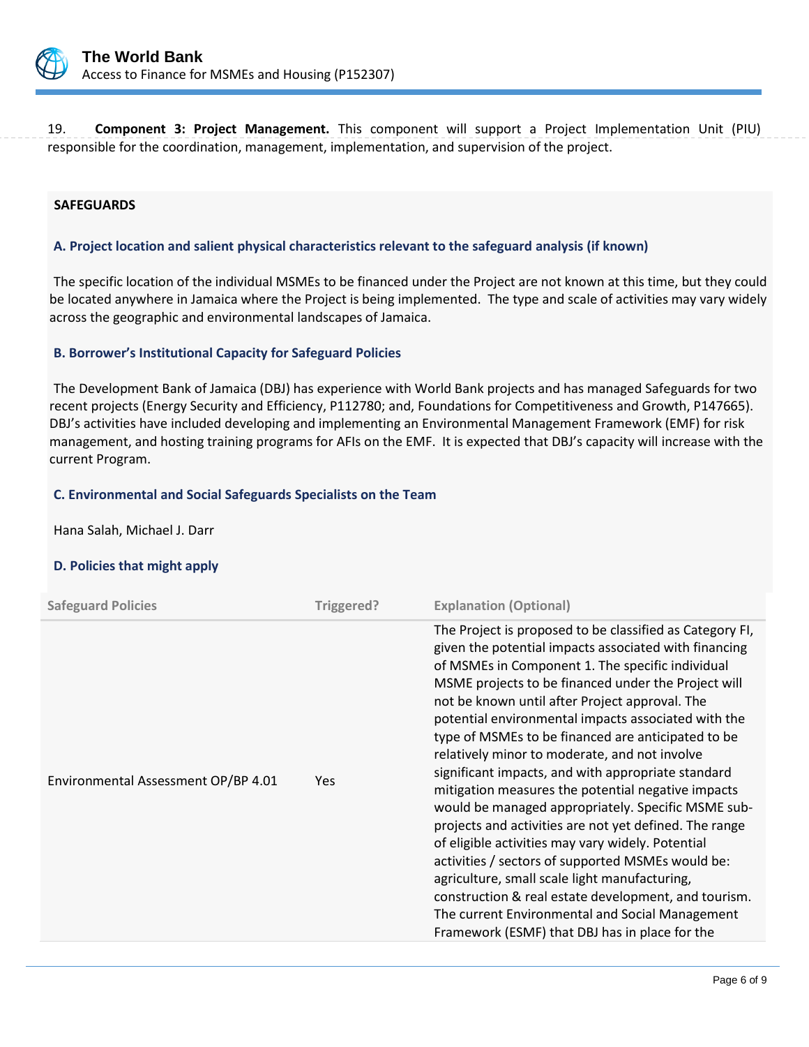19. **Component 3: Project Management.** This component will support a Project Implementation Unit (PIU) responsible for the coordination, management, implementation, and supervision of the project.

## SAFEGUARDS

### A. Project location and salient physical characteristics relevant to the safeguard analysis (if known)

The specific location of the individual MSMEs to be financed under the Project are not known at this time, but they could be located anywhere in Jamaica where the Project is being implemented. The type and scale of activities may vary widely across the geographic and environmental landscapes of Jamaica.

### B. Borrower's Institutional Capacity for Safeguard Policies

The Development Bank of Jamaica (DBJ) has experience with World Bank projects and has managed Safeguards for two recent projects (Energy Security and Efficiency, P112780; and, Foundations for Competitiveness and Growth, P147665). DBJ's activities have included developing and implementing an Environmental Management Framework (EMF) for risk management, and hosting training programs for AFIs on the EMF. It is expected that DBJ's capacity will increase with the current Program.

### C. Environmental and Social Safeguards Specialists on the Team

Hana Salah, Michael J. Darr

### D. Policies that might apply

| Safeguard Policies | Triggered? | Explanation (Optional) |
|---|---|---|
| Environmental Assessment OP/BP 4.01 | Yes | The Project is proposed to be classified as Category FI, given the potential impacts associated with financing of MSMEs in Component 1. The specific individual MSME projects to be financed under the Project will not be known until after Project approval. The potential environmental impacts associated with the type of MSMEs to be financed are anticipated to be relatively minor to moderate, and not involve significant impacts, and with appropriate standard mitigation measures the potential negative impacts would be managed appropriately. Specific MSME sub-projects and activities are not yet defined. The range of eligible activities may vary widely. Potential activities / sectors of supported MSMEs would be: agriculture, small scale light manufacturing, construction & real estate development, and tourism. The current Environmental and Social Management Framework (ESMF) that DBJ has in place for the |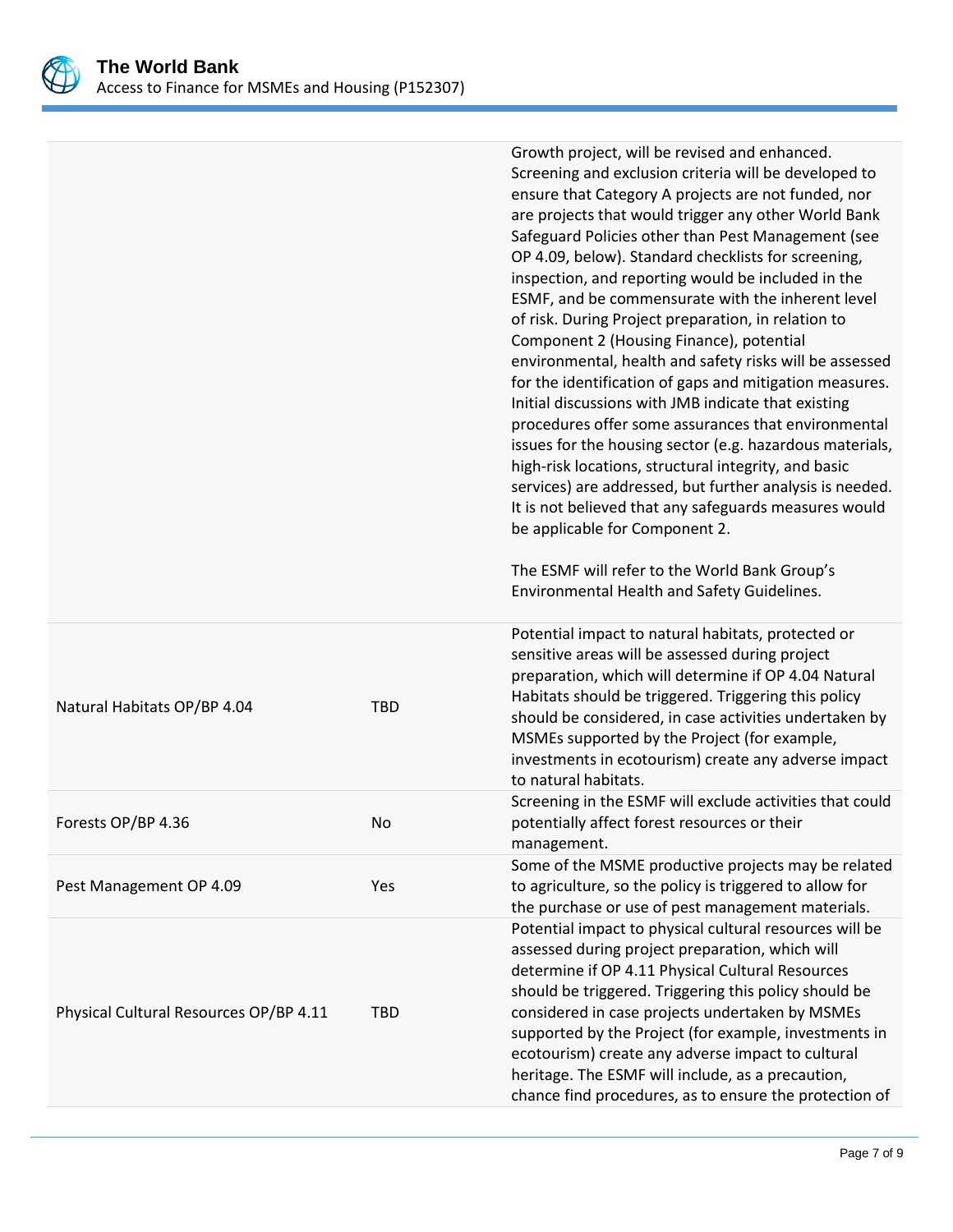| | | |
|---|---|---|
| | | Growth project, will be revised and enhanced. Screening and exclusion criteria will be developed to ensure that Category A projects are not funded, nor are projects that would trigger any other World Bank Safeguard Policies other than Pest Management (see OP 4.09, below). Standard checklists for screening, inspection, and reporting would be included in the ESMF, and be commensurate with the inherent level of risk. During Project preparation, in relation to Component 2 (Housing Finance), potential environmental, health and safety risks will be assessed for the identification of gaps and mitigation measures. Initial discussions with JMB indicate that existing procedures offer some assurances that environmental issues for the housing sector (e.g. hazardous materials, high-risk locations, structural integrity, and basic services) are addressed, but further analysis is needed. It is not believed that any safeguards measures would be applicable for Component 2.<br><br>The ESMF will refer to the World Bank Group's Environmental Health and Safety Guidelines. |
| Natural Habitats OP/BP 4.04 | TBD | Potential impact to natural habitats, protected or sensitive areas will be assessed during project preparation, which will determine if OP 4.04 Natural Habitats should be triggered. Triggering this policy should be considered, in case activities undertaken by MSMEs supported by the Project (for example, investments in ecotourism) create any adverse impact to natural habitats. |
| Forests OP/BP 4.36 | No | Screening in the ESMF will exclude activities that could potentially affect forest resources or their management. |
| Pest Management OP 4.09 | Yes | Some of the MSME productive projects may be related to agriculture, so the policy is triggered to allow for the purchase or use of pest management materials. |
| Physical Cultural Resources OP/BP 4.11 | TBD | Potential impact to physical cultural resources will be assessed during project preparation, which will determine if OP 4.11 Physical Cultural Resources should be triggered. Triggering this policy should be considered in case projects undertaken by MSMEs supported by the Project (for example, investments in ecotourism) create any adverse impact to cultural heritage. The ESMF will include, as a precaution, chance find procedures, as to ensure the protection of |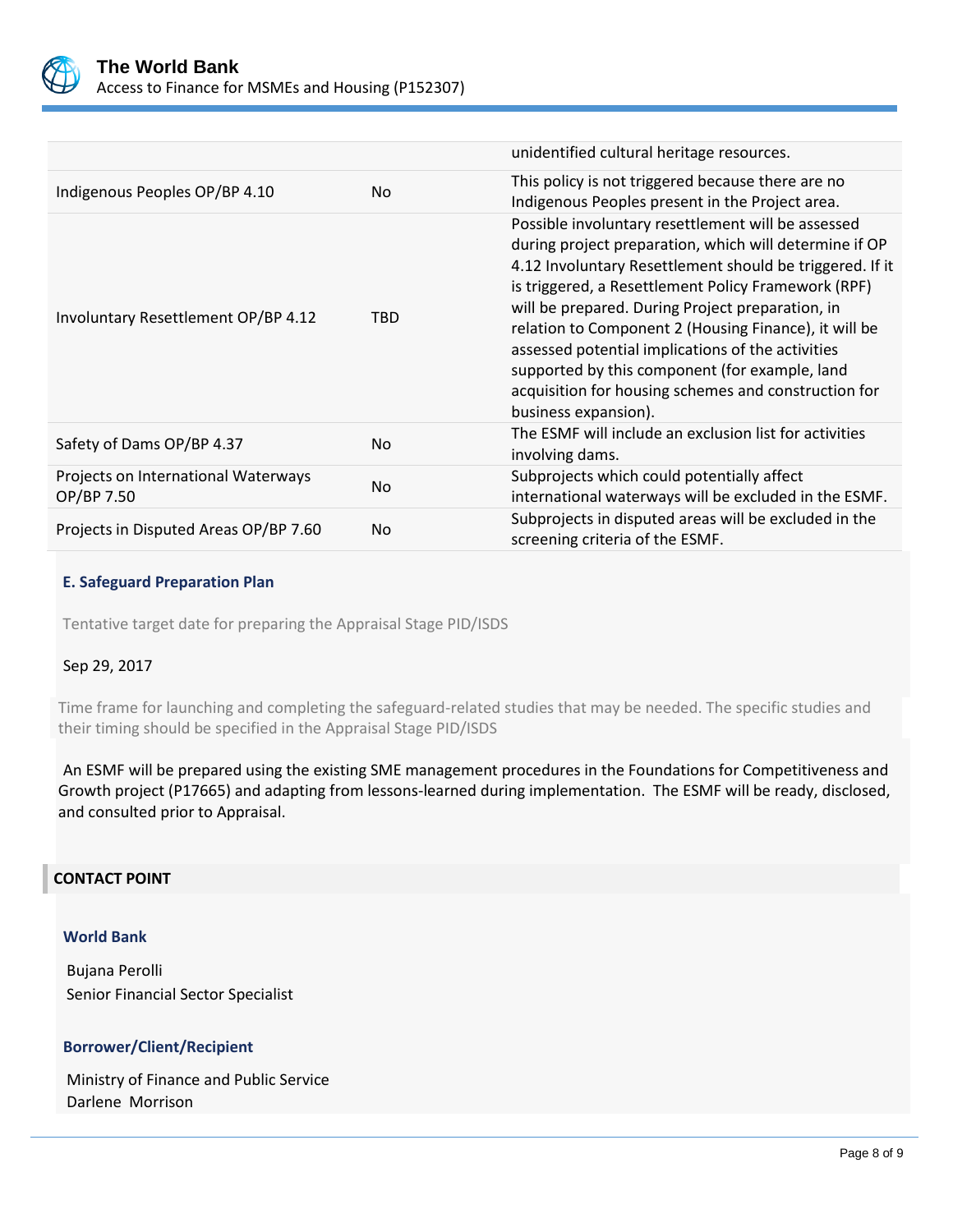| | | |
|---|---|---|
| | | unidentified cultural heritage resources. |
| Indigenous Peoples OP/BP 4.10 | No | This policy is not triggered because there are no Indigenous Peoples present in the Project area. |
| Involuntary Resettlement OP/BP 4.12 | TBD | Possible involuntary resettlement will be assessed during project preparation, which will determine if OP 4.12 Involuntary Resettlement should be triggered. If it is triggered, a Resettlement Policy Framework (RPF) will be prepared. During Project preparation, in relation to Component 2 (Housing Finance), it will be assessed potential implications of the activities supported by this component (for example, land acquisition for housing schemes and construction for business expansion). |
| Safety of Dams OP/BP 4.37 | No | The ESMF will include an exclusion list for activities involving dams. |
| Projects on International Waterways OP/BP 7.50 | No | Subprojects which could potentially affect international waterways will be excluded in the ESMF. |
| Projects in Disputed Areas OP/BP 7.60 | No | Subprojects in disputed areas will be excluded in the screening criteria of the ESMF. |

### E. Safeguard Preparation Plan

Tentative target date for preparing the Appraisal Stage PID/ISDS

Sep 29, 2017

Time frame for launching and completing the safeguard-related studies that may be needed. The specific studies and their timing should be specified in the Appraisal Stage PID/ISDS

An ESMF will be prepared using the existing SME management procedures in the Foundations for Competitiveness and Growth project (P17665) and adapting from lessons-learned during implementation. The ESMF will be ready, disclosed, and consulted prior to Appraisal.

## CONTACT POINT

### World Bank

Bujana Perolli
Senior Financial Sector Specialist

### Borrower/Client/Recipient

Ministry of Finance and Public Service
Darlene Morrison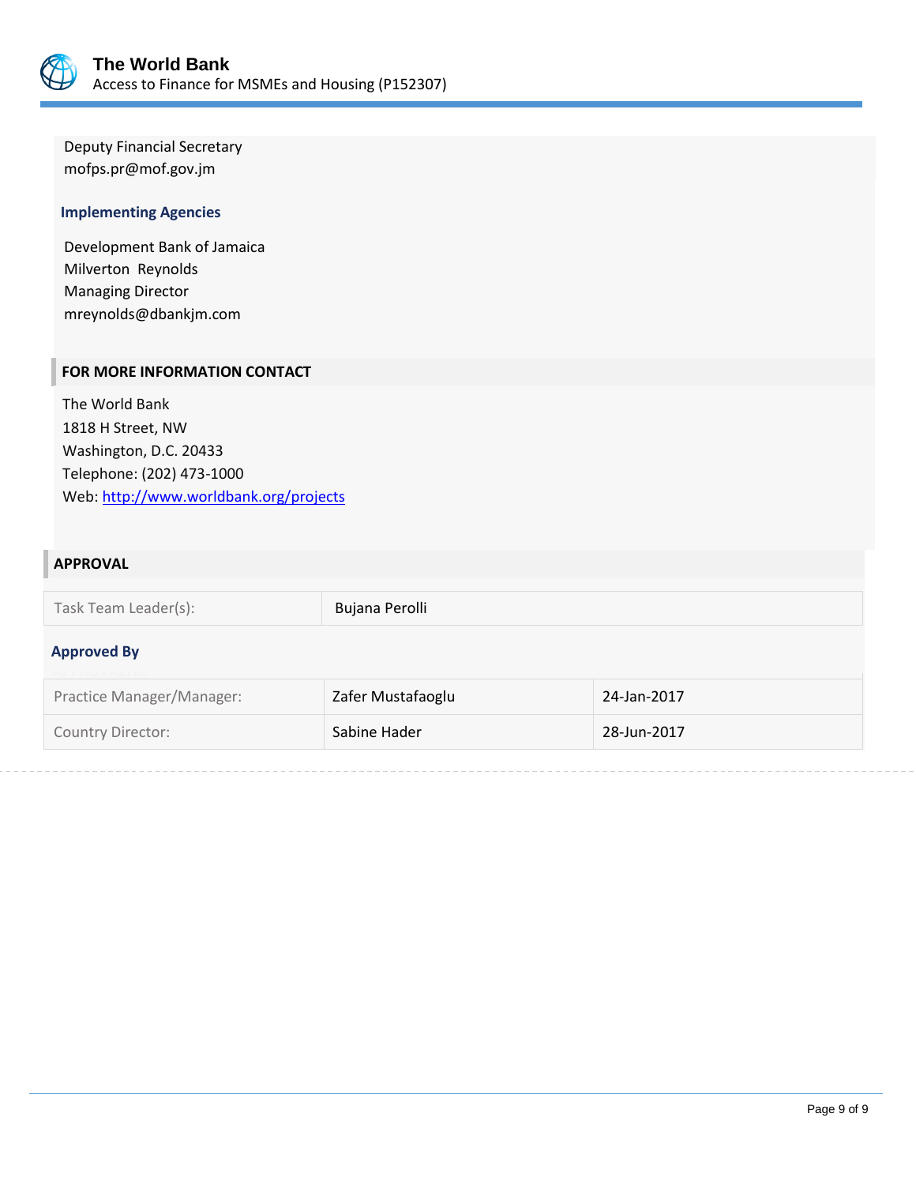Deputy Financial Secretary
mofps.pr@mof.gov.jm

### Implementing Agencies

Development Bank of Jamaica
Milverton Reynolds
Managing Director
mreynolds@dbankjm.com

## FOR MORE INFORMATION CONTACT

The World Bank
1818 H Street, NW
Washington, D.C. 20433
Telephone: (202) 473-1000
Web: http://www.worldbank.org/projects

## APPROVAL

| | |
|---|---|
| Task Team Leader(s): | Bujana Perolli |

### Approved By

| | | |
|---|---|---|
| Practice Manager/Manager: | Zafer Mustafaoglu | 24-Jan-2017 |
| Country Director: | Sabine Hader | 28-Jun-2017 |